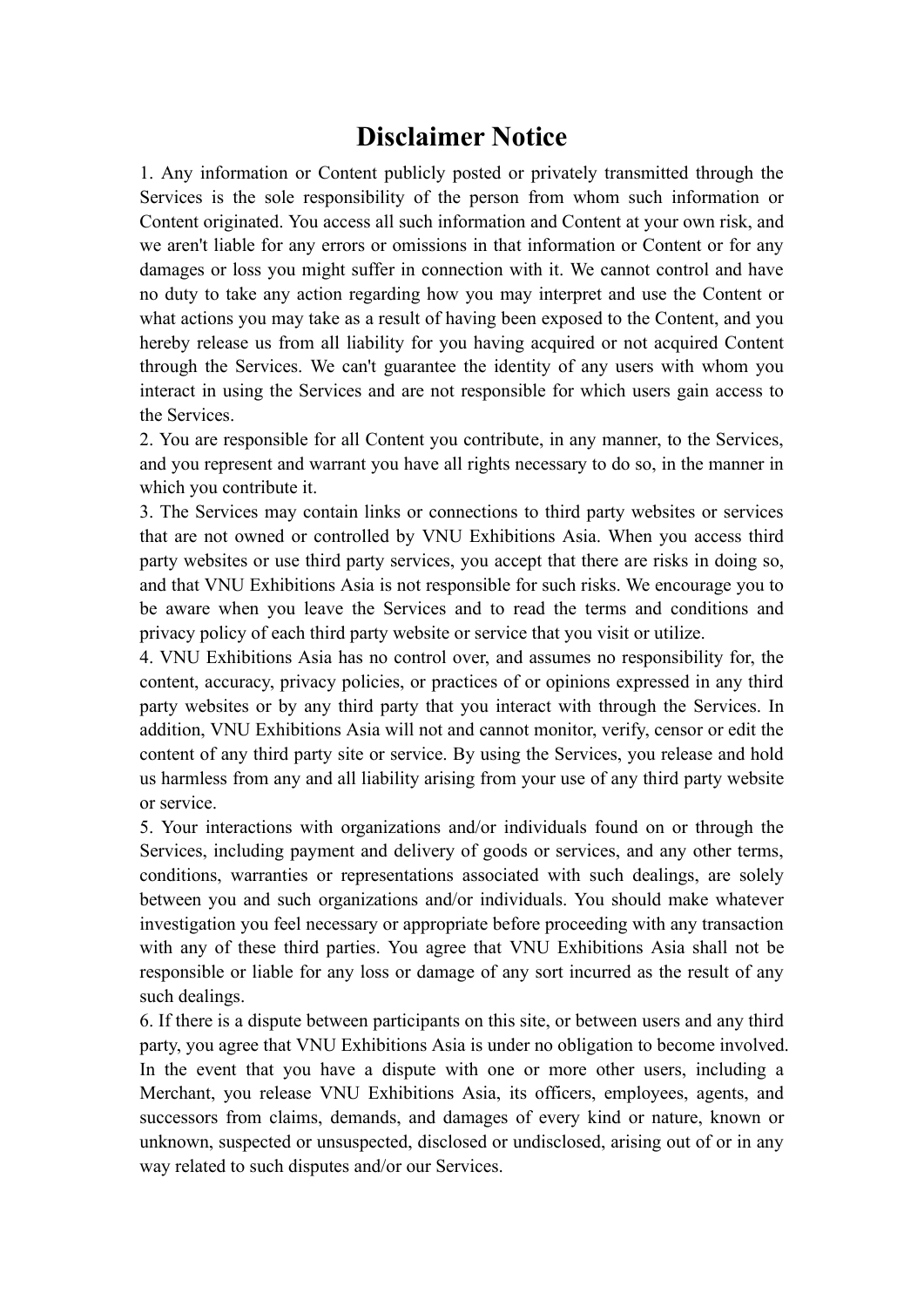# Disclaimer Notice

1. Any information or Content publicly posted or privately transmitted through the Services is the sole responsibility of the person from whom such information or Content originated. You access all such information and Content at your own risk, and we aren't liable for any errors or omissions in that information or Content or for any damages or loss you might suffer in connection with it. We cannot control and have no duty to take any action regarding how you may interpret and use the Content or what actions you may take as a result of having been exposed to the Content, and you hereby release us from all liability for you having acquired or not acquired Content through the Services. We can't guarantee the identity of any users with whom you interact in using the Services and are not responsible for which users gain access to the Services.
2. You are responsible for all Content you contribute, in any manner, to the Services, and you represent and warrant you have all rights necessary to do so, in the manner in which you contribute it.
3. The Services may contain links or connections to third party websites or services that are not owned or controlled by VNU Exhibitions Asia. When you access third party websites or use third party services, you accept that there are risks in doing so, and that VNU Exhibitions Asia is not responsible for such risks. We encourage you to be aware when you leave the Services and to read the terms and conditions and privacy policy of each third party website or service that you visit or utilize.
4. VNU Exhibitions Asia has no control over, and assumes no responsibility for, the content, accuracy, privacy policies, or practices of or opinions expressed in any third party websites or by any third party that you interact with through the Services. In addition, VNU Exhibitions Asia will not and cannot monitor, verify, censor or edit the content of any third party site or service. By using the Services, you release and hold us harmless from any and all liability arising from your use of any third party website or service.
5. Your interactions with organizations and/or individuals found on or through the Services, including payment and delivery of goods or services, and any other terms, conditions, warranties or representations associated with such dealings, are solely between you and such organizations and/or individuals. You should make whatever investigation you feel necessary or appropriate before proceeding with any transaction with any of these third parties. You agree that VNU Exhibitions Asia shall not be responsible or liable for any loss or damage of any sort incurred as the result of any such dealings.
6. If there is a dispute between participants on this site, or between users and any third party, you agree that VNU Exhibitions Asia is under no obligation to become involved. In the event that you have a dispute with one or more other users, including a Merchant, you release VNU Exhibitions Asia, its officers, employees, agents, and successors from claims, demands, and damages of every kind or nature, known or unknown, suspected or unsuspected, disclosed or undisclosed, arising out of or in any way related to such disputes and/or our Services.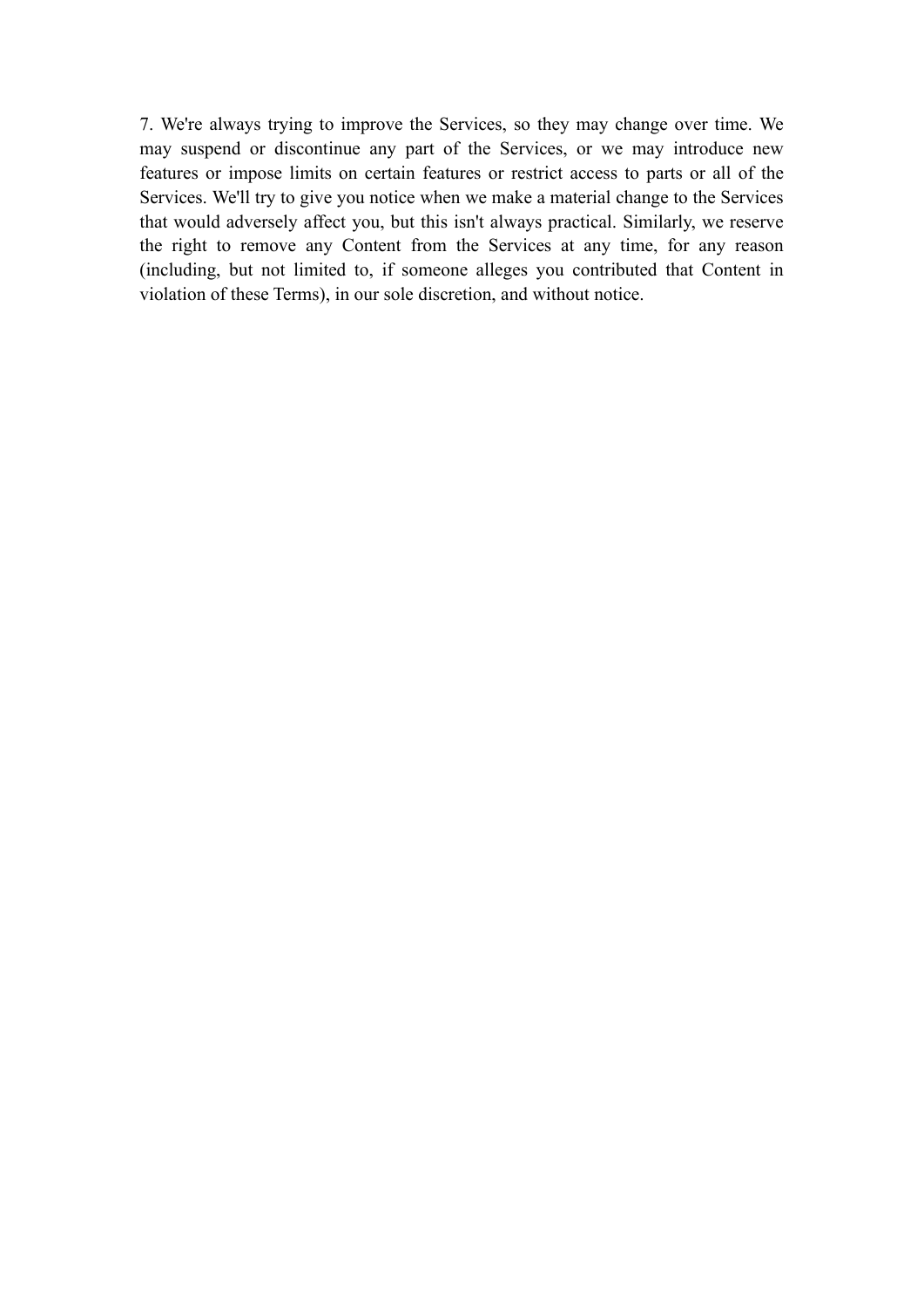7. We're always trying to improve the Services, so they may change over time. We may suspend or discontinue any part of the Services, or we may introduce new features or impose limits on certain features or restrict access to parts or all of the Services. We'll try to give you notice when we make a material change to the Services that would adversely affect you, but this isn't always practical. Similarly, we reserve the right to remove any Content from the Services at any time, for any reason (including, but not limited to, if someone alleges you contributed that Content in violation of these Terms), in our sole discretion, and without notice.